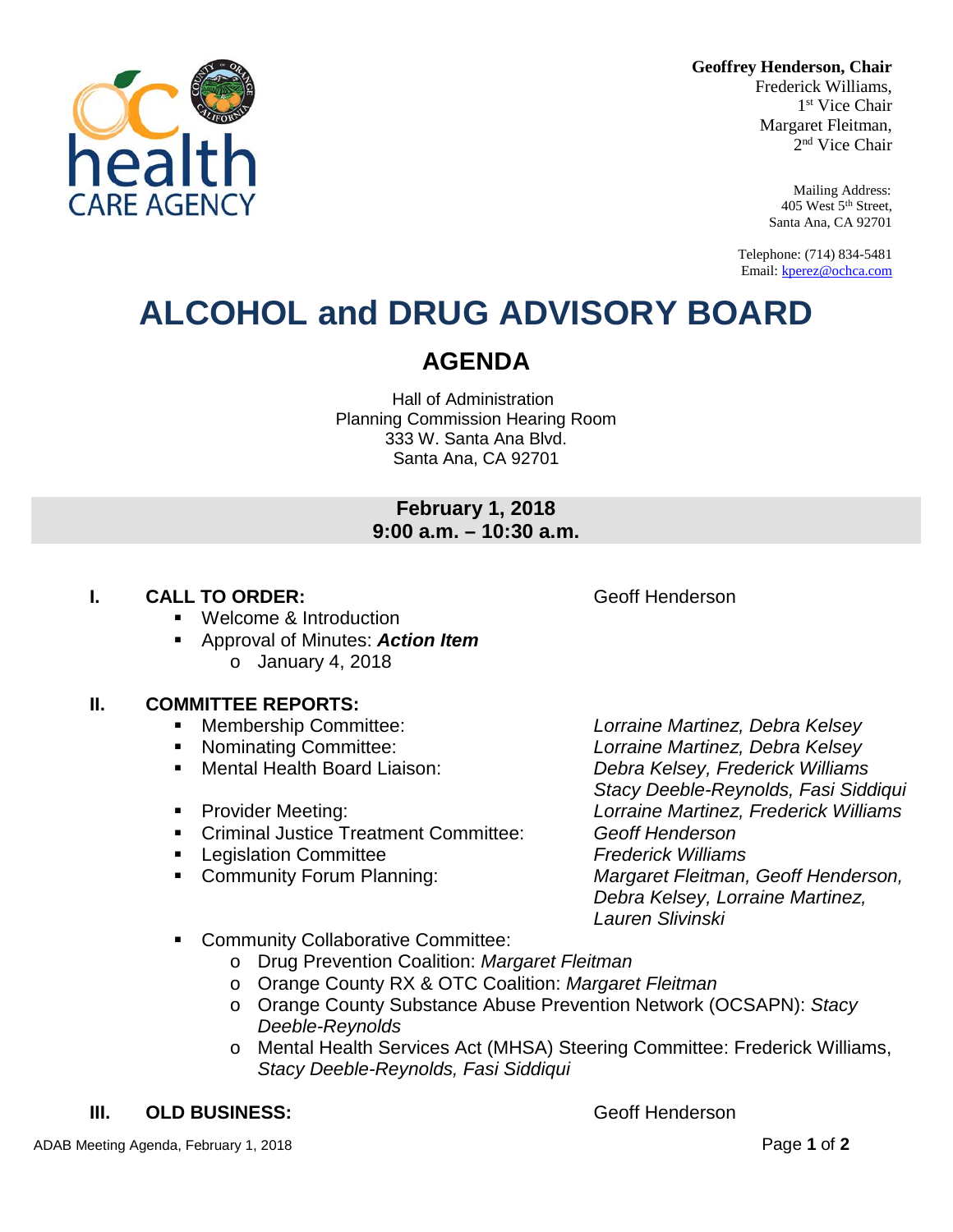**Geoffrey Henderson, Chair**
Frederick Williams,
1st Vice Chair
Margaret Fleitman,
2nd Vice Chair

Mailing Address:
405 West 5th Street,
Santa Ana, CA 92701

Telephone: (714) 834-5481
Email: kperez@ochca.com

# ALCOHOL and DRUG ADVISORY BOARD

## AGENDA

Hall of Administration
Planning Commission Hearing Room
333 W. Santa Ana Blvd.
Santa Ana, CA 92701

**February 1, 2018**
**9:00 a.m. – 10:30 a.m.**

**I. CALL TO ORDER:** Geoff Henderson

- Welcome & Introduction
- Approval of Minutes: ***Action Item***
    - January 4, 2018

**II. COMMITTEE REPORTS:**

- Membership Committee: *Lorraine Martinez, Debra Kelsey*
- Nominating Committee: *Lorraine Martinez, Debra Kelsey*
- Mental Health Board Liaison: *Debra Kelsey, Frederick Williams, Stacy Deeble-Reynolds, Fasi Siddiqui*
- Provider Meeting: *Lorraine Martinez, Frederick Williams*
- Criminal Justice Treatment Committee: *Geoff Henderson*
- Legislation Committee *Frederick Williams*
- Community Forum Planning: *Margaret Fleitman, Geoff Henderson, Debra Kelsey, Lorraine Martinez, Lauren Slivinski*
- Community Collaborative Committee:
    - Drug Prevention Coalition: *Margaret Fleitman*
    - Orange County RX & OTC Coalition: *Margaret Fleitman*
    - Orange County Substance Abuse Prevention Network (OCSAPN): *Stacy Deeble-Reynolds*
    - Mental Health Services Act (MHSA) Steering Committee: Frederick Williams, *Stacy Deeble-Reynolds, Fasi Siddiqui*

**III. OLD BUSINESS:** Geoff Henderson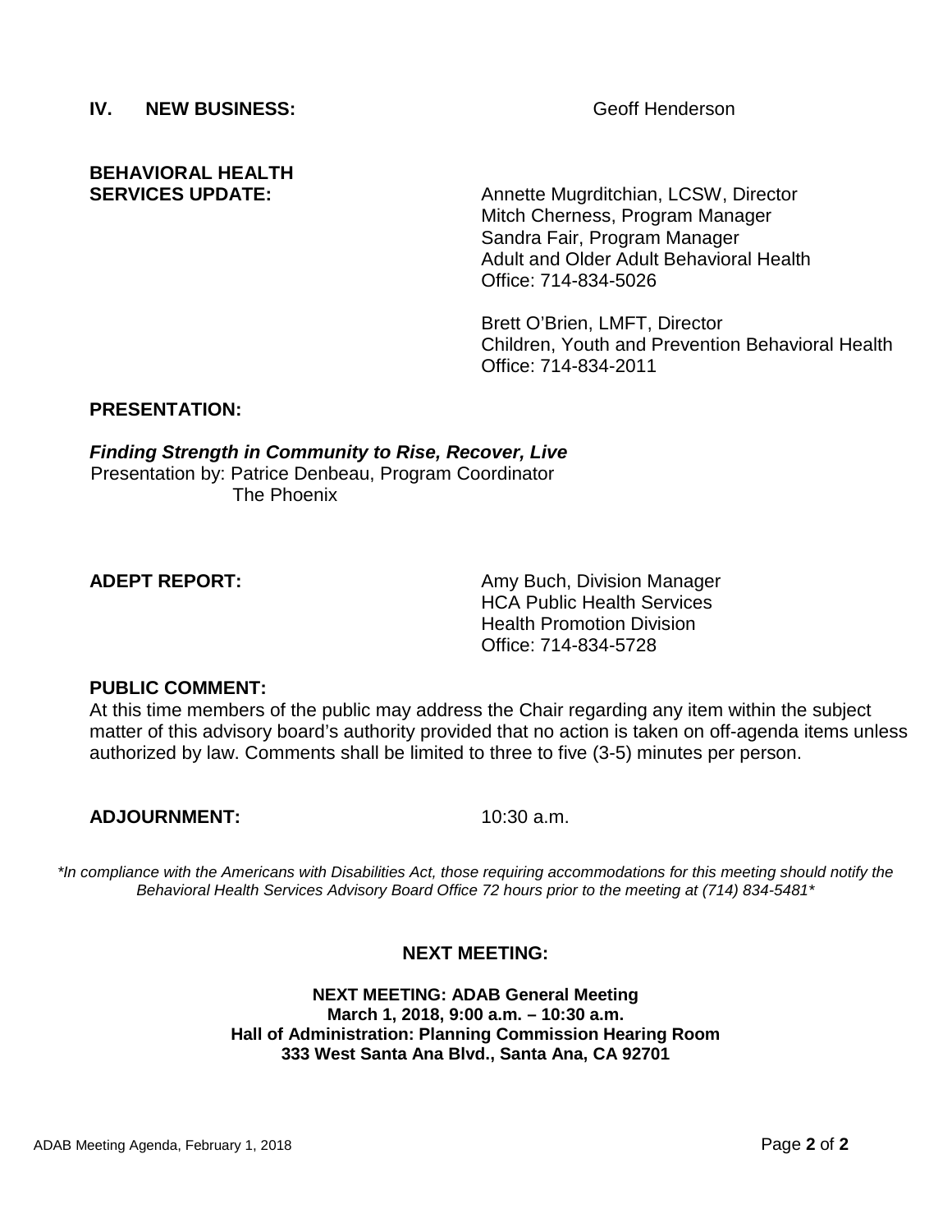**IV. NEW BUSINESS:** Geoff Henderson

**BEHAVIORAL HEALTH SERVICES UPDATE:**

Annette Mugrditchian, LCSW, Director
Mitch Cherness, Program Manager
Sandra Fair, Program Manager
Adult and Older Adult Behavioral Health
Office: 714-834-5026

Brett O'Brien, LMFT, Director
Children, Youth and Prevention Behavioral Health
Office: 714-834-2011

**PRESENTATION:**

***Finding Strength in Community to Rise, Recover, Live***
Presentation by: Patrice Denbeau, Program Coordinator
The Phoenix

**ADEPT REPORT:**

Amy Buch, Division Manager
HCA Public Health Services
Health Promotion Division
Office: 714-834-5728

**PUBLIC COMMENT:**
At this time members of the public may address the Chair regarding any item within the subject matter of this advisory board's authority provided that no action is taken on off-agenda items unless authorized by law. Comments shall be limited to three to five (3-5) minutes per person.

**ADJOURNMENT:** 10:30 a.m.

*\*In compliance with the Americans with Disabilities Act, those requiring accommodations for this meeting should notify the Behavioral Health Services Advisory Board Office 72 hours prior to the meeting at (714) 834-5481\**

**NEXT MEETING:**

**NEXT MEETING: ADAB General Meeting**
**March 1, 2018, 9:00 a.m. – 10:30 a.m.**
**Hall of Administration: Planning Commission Hearing Room**
**333 West Santa Ana Blvd., Santa Ana, CA 92701**